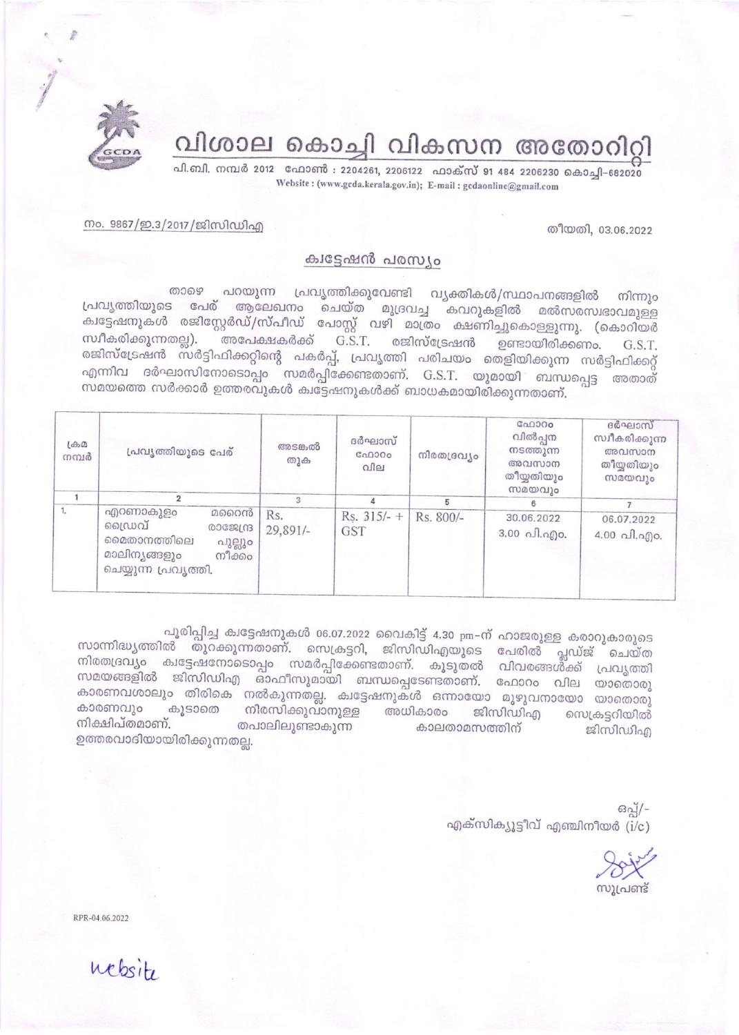# വിശാല കൊച്ചി വികസന അതോറിറ്റി

പി.ബി. നമ്പർ 2012 ഫോൺ : 2204261, 2206122 ഫാക്സ് 91 484 2206230 കൊച്ചി-682020
Website : (www.gcda.kerala.gov.in); E-mail : gcdaonline@gmail.com

നം. 9867/ഇ.3/2017/ജിസിഡിഎ

തീയതി, 03.06.2022

## ക്വട്ടേഷൻ പരസ്യം

താഴെ പറയുന്ന പ്രവൃത്തിക്കുവേണ്ടി വ്യക്തികൾ/സ്ഥാപനങ്ങളിൽ നിന്നും പ്രവൃത്തിയുടെ പേര് ആലേഖനം ചെയ്ത മുദ്രവച്ച കവറുകളിൽ മൽസരസ്വഭാവമുള്ള ക്വട്ടേഷനുകൾ രജിസ്റ്റേർഡ്/സ്പീഡ് പോസ്റ്റ് വഴി മാത്രം ക്ഷണിച്ചുകൊള്ളുന്നു. (കൊറിയർ സ്വീകരിക്കുന്നതല്ല). അപേക്ഷകർക്ക് G.S.T. രജിസ്ട്രേഷൻ ഉണ്ടായിരിക്കണം. G.S.T. രജിസ്ട്രേഷൻ സർട്ടിഫിക്കറ്റിന്റെ പകർപ്പ്, പ്രവൃത്തി പരിചയം തെളിയിക്കുന്ന സർട്ടിഫിക്കറ്റ് എന്നിവ ദർഘാസിനോടൊപ്പം സമർപ്പിക്കേണ്ടതാണ്. G.S.T. യുമായി ബന്ധപ്പെട്ട അതാത് സമയത്തെ സർക്കാർ ഉത്തരവുകൾ ക്വട്ടേഷനുകൾക്ക് ബാധകമായിരിക്കുന്നതാണ്.

| ക്രമ നമ്പർ | പ്രവൃത്തിയുടെ പേര് | അടങ്കൽ തുക | ദർഘാസ് ഫോറം വില | നിരതദ്രവ്യം | ഫോറം വിൽപ്പന നടത്തുന്ന അവസാന തീയ്യതിയും സമയവും | ദർഘാസ് സ്വീകരിക്കുന്ന അവസാന തീയ്യതിയും സമയവും |
|---|---|---|---|---|---|---|
| 1 | 2 | 3 | 4 | 5 | 6 | 7 |
| 1. | എറണാകുളം മറൈൻ ഡ്രൈവ് രാജേന്ദ്ര മൈതാനത്തിലെ പുല്ലും മാലിന്യങ്ങളും നീക്കം ചെയ്യുന്ന പ്രവൃത്തി. | Rs. 29,891/- | Rs. 315/- + GST | Rs. 800/- | 30.06.2022 3.00 പി.എം. | 06.07.2022 4.00 പി.എം. |

പൂരിപ്പിച്ച ക്വട്ടേഷനുകൾ 06.07.2022 വൈകിട്ട് 4.30 pm-ന് ഹാജരുള്ള കരാറുകാരുടെ സാന്നിദ്ധ്യത്തിൽ തുറക്കുന്നതാണ്. സെക്രട്ടറി, ജിസിഡിഎയുടെ പേരിൽ പ്ലഡ്ജ് ചെയ്ത നിരതദ്രവ്യം ക്വട്ടേഷനോടൊപ്പം സമർപ്പിക്കേണ്ടതാണ്. കൂടുതൽ വിവരങ്ങൾക്ക് പ്രവൃത്തി സമയങ്ങളിൽ ജിസിഡിഎ ഓഫീസുമായി ബന്ധപ്പെടേണ്ടതാണ്. ഫോറം വില യാതൊരു കാരണവശാലും തിരികെ നൽകുന്നതല്ല. ക്വട്ടേഷനുകൾ ഒന്നായോ മുഴുവനായോ യാതൊരു കാരണവും കൂടാതെ നിരസിക്കുവാനുള്ള അധികാരം ജിസിഡിഎ സെക്രട്ടറിയിൽ നിക്ഷിപ്തമാണ്. തപാലിലുണ്ടാകുന്ന കാലതാമസത്തിന് ജിസിഡിഎ ഉത്തരവാദിയായിരിക്കുന്നതല്ല.

ഒപ്പ്/-
എക്സിക്യൂട്ടീവ് എഞ്ചിനീയർ (i/c)

സൂപ്രണ്ട്

RPR-04.06.2022

website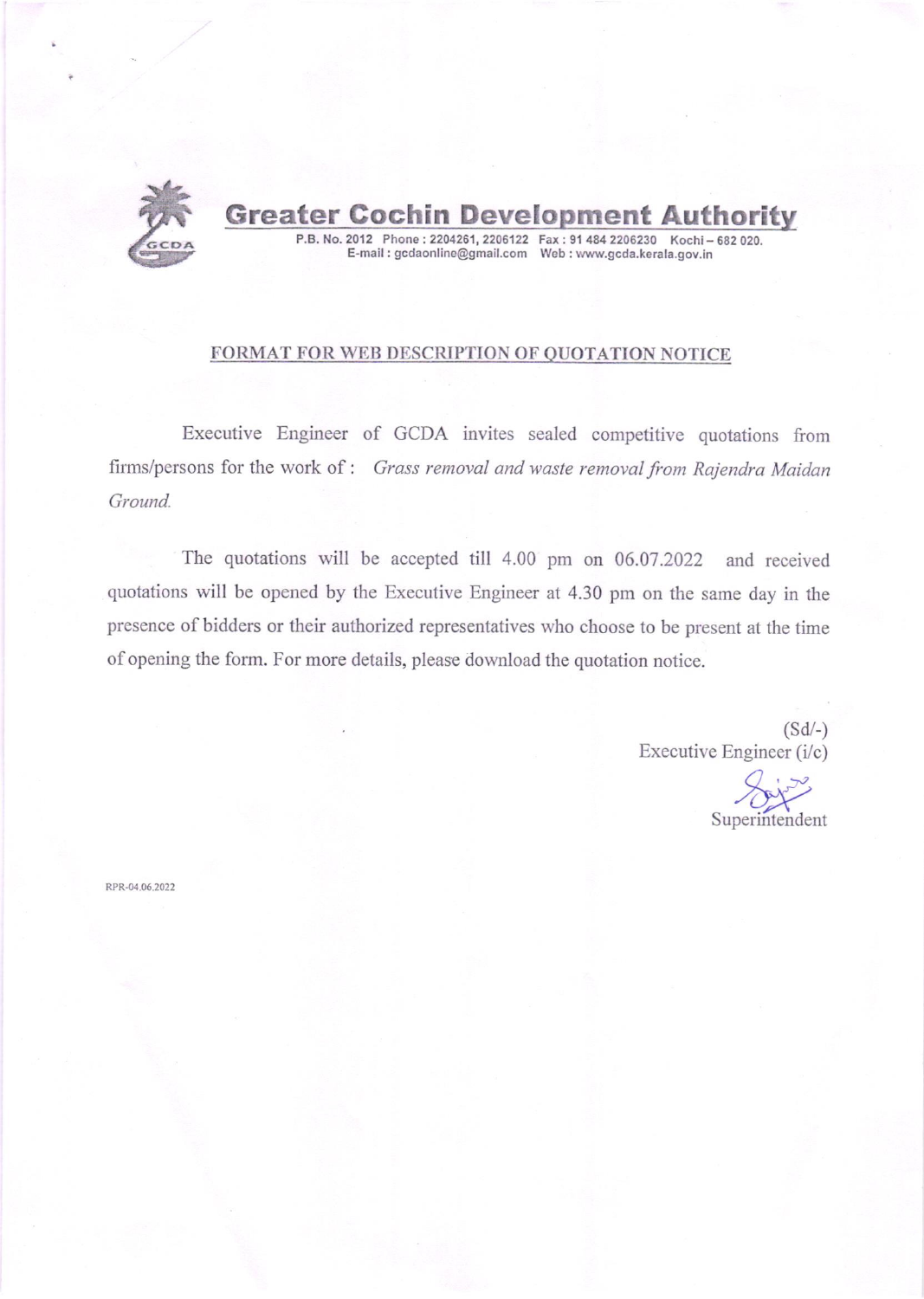# Greater Cochin Development Authority

P.B. No. 2012 Phone : 2204261, 2206122 Fax : 91 484 2206230 Kochi – 682 020.
E-mail : gcdaonline@gmail.com Web : www.gcda.kerala.gov.in

## FORMAT FOR WEB DESCRIPTION OF QUOTATION NOTICE

Executive Engineer of GCDA invites sealed competitive quotations from firms/persons for the work of : *Grass removal and waste removal from Rajendra Maidan Ground.*

The quotations will be accepted till 4.00 pm on 06.07.2022 and received quotations will be opened by the Executive Engineer at 4.30 pm on the same day in the presence of bidders or their authorized representatives who choose to be present at the time of opening the form. For more details, please download the quotation notice.

(Sd/-)
Executive Engineer (i/c)

Superintendent

RPR-04.06.2022